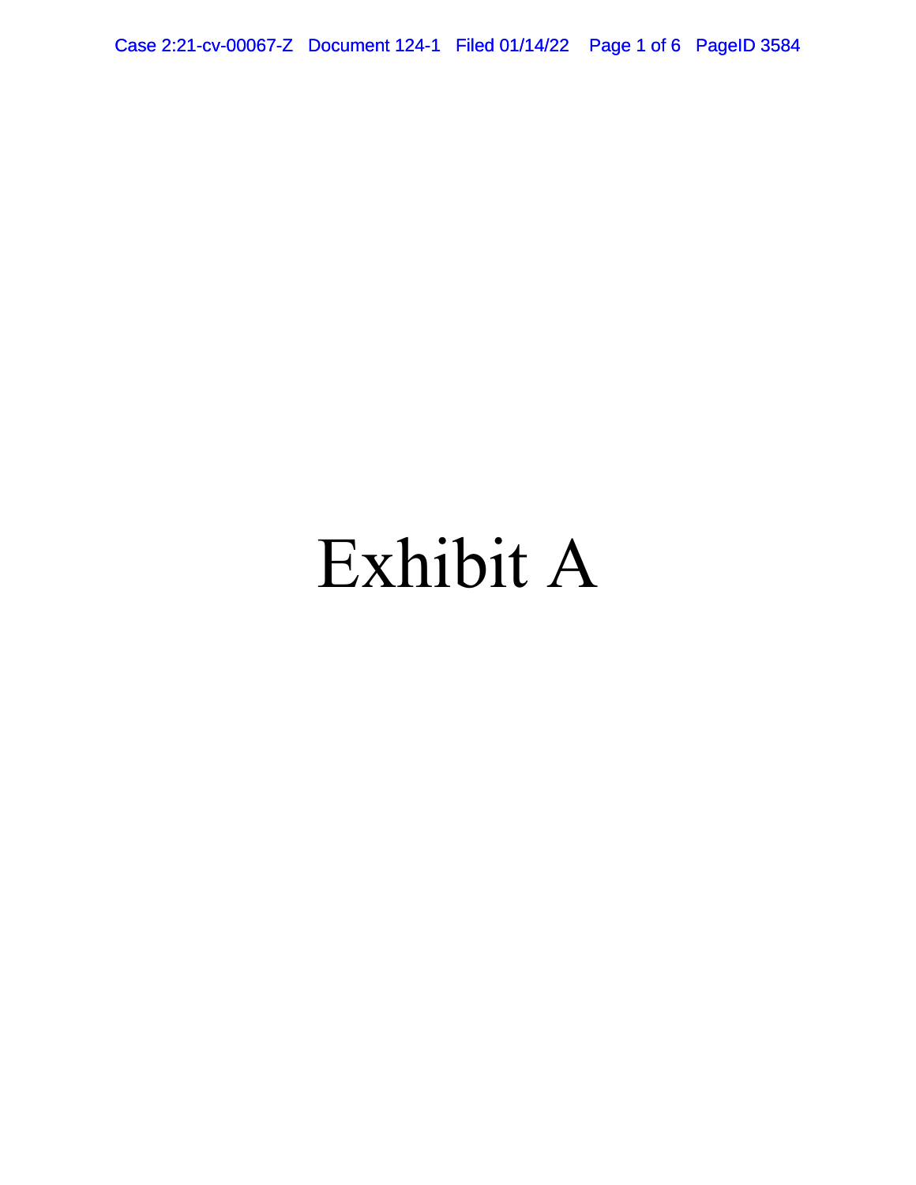# Exhibit A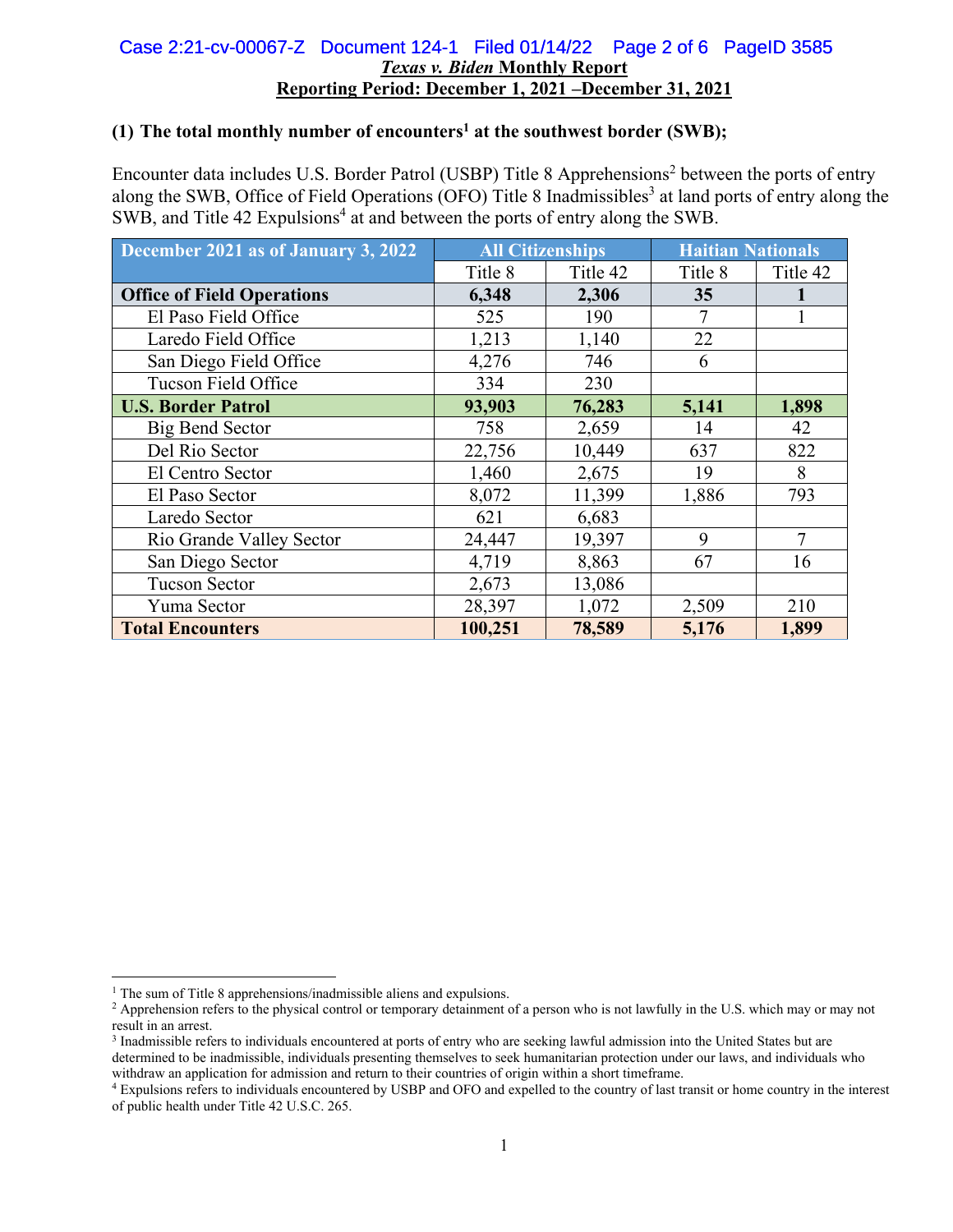***Texas v. Biden*** **Monthly Report**
**Reporting Period: December 1, 2021 –December 31, 2021**

**(1) The total monthly number of encounters[1] at the southwest border (SWB);**

Encounter data includes U.S. Border Patrol (USBP) Title 8 Apprehensions[2] between the ports of entry along the SWB, Office of Field Operations (OFO) Title 8 Inadmissibles[3] at land ports of entry along the SWB, and Title 42 Expulsions[4] at and between the ports of entry along the SWB.

| December 2021 as of January 3, 2022 | All Citizenships | | Haitian Nationals | |
|---|---|---|---|---|
| | Title 8 | Title 42 | Title 8 | Title 42 |
| **Office of Field Operations** | **6,348** | **2,306** | **35** | **1** |
| El Paso Field Office | 525 | 190 | 7 | 1 |
| Laredo Field Office | 1,213 | 1,140 | 22 | |
| San Diego Field Office | 4,276 | 746 | 6 | |
| Tucson Field Office | 334 | 230 | | |
| **U.S. Border Patrol** | **93,903** | **76,283** | **5,141** | **1,898** |
| Big Bend Sector | 758 | 2,659 | 14 | 42 |
| Del Rio Sector | 22,756 | 10,449 | 637 | 822 |
| El Centro Sector | 1,460 | 2,675 | 19 | 8 |
| El Paso Sector | 8,072 | 11,399 | 1,886 | 793 |
| Laredo Sector | 621 | 6,683 | | |
| Rio Grande Valley Sector | 24,447 | 19,397 | 9 | 7 |
| San Diego Sector | 4,719 | 8,863 | 67 | 16 |
| Tucson Sector | 2,673 | 13,086 | | |
| Yuma Sector | 28,397 | 1,072 | 2,509 | 210 |
| **Total Encounters** | **100,251** | **78,589** | **5,176** | **1,899** |

---

[1] The sum of Title 8 apprehensions/inadmissible aliens and expulsions.

[2] Apprehension refers to the physical control or temporary detainment of a person who is not lawfully in the U.S. which may or may not result in an arrest.

[3] Inadmissible refers to individuals encountered at ports of entry who are seeking lawful admission into the United States but are determined to be inadmissible, individuals presenting themselves to seek humanitarian protection under our laws, and individuals who withdraw an application for admission and return to their countries of origin within a short timeframe.

[4] Expulsions refers to individuals encountered by USBP and OFO and expelled to the country of last transit or home country in the interest of public health under Title 42 U.S.C. 265.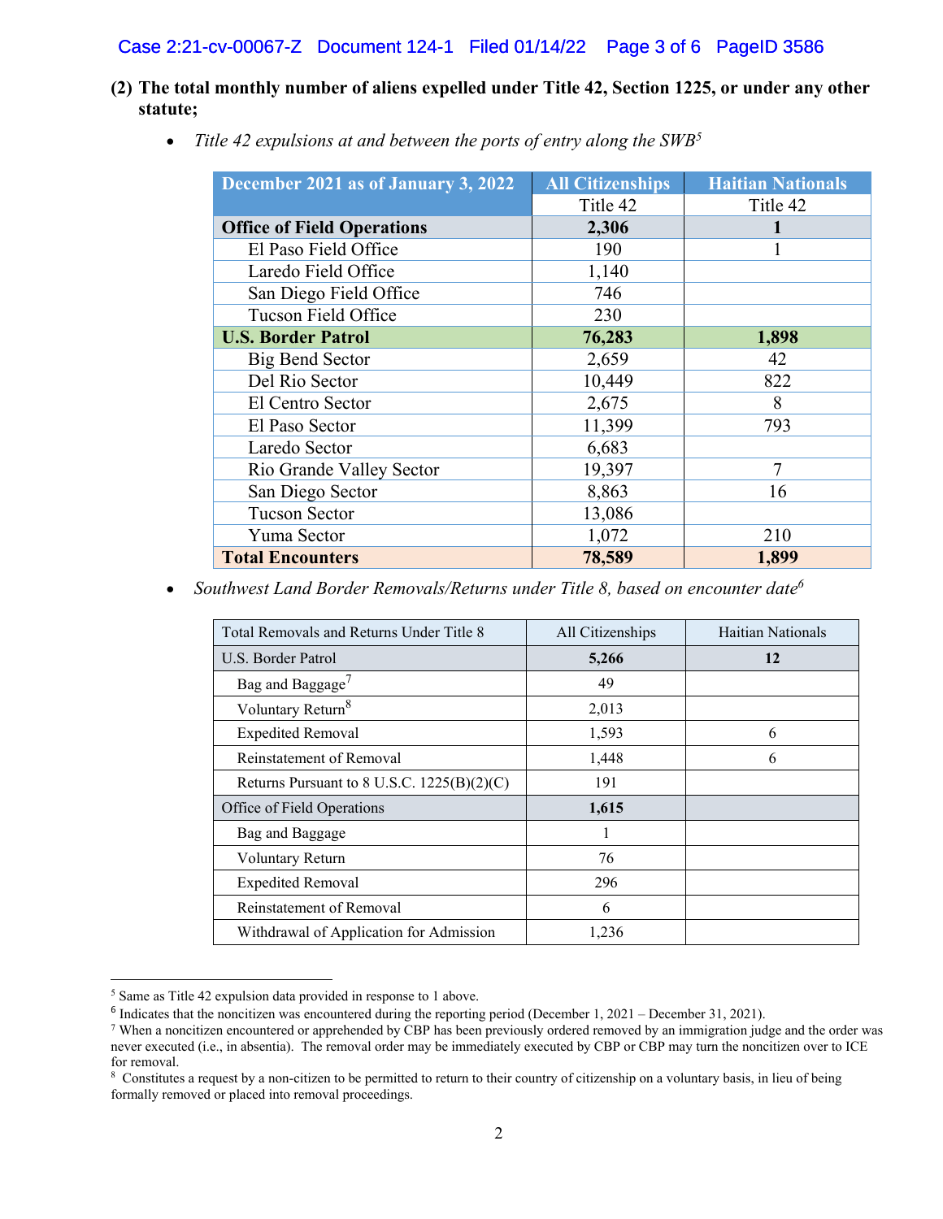**(2) The total monthly number of aliens expelled under Title 42, Section 1225, or under any other statute;**

- *Title 42 expulsions at and between the ports of entry along the SWB*[5]

| December 2021 as of January 3, 2022 | All Citizenships | Haitian Nationals |
|---|---|---|
| | Title 42 | Title 42 |
| **Office of Field Operations** | **2,306** | **1** |
| El Paso Field Office | 190 | 1 |
| Laredo Field Office | 1,140 | |
| San Diego Field Office | 746 | |
| Tucson Field Office | 230 | |
| **U.S. Border Patrol** | **76,283** | **1,898** |
| Big Bend Sector | 2,659 | 42 |
| Del Rio Sector | 10,449 | 822 |
| El Centro Sector | 2,675 | 8 |
| El Paso Sector | 11,399 | 793 |
| Laredo Sector | 6,683 | |
| Rio Grande Valley Sector | 19,397 | 7 |
| San Diego Sector | 8,863 | 16 |
| Tucson Sector | 13,086 | |
| Yuma Sector | 1,072 | 210 |
| **Total Encounters** | **78,589** | **1,899** |

- *Southwest Land Border Removals/Returns under Title 8, based on encounter date*[6]

| Total Removals and Returns Under Title 8 | All Citizenships | Haitian Nationals |
|---|---|---|
| U.S. Border Patrol | **5,266** | **12** |
| Bag and Baggage[7] | 49 | |
| Voluntary Return[8] | 2,013 | |
| Expedited Removal | 1,593 | 6 |
| Reinstatement of Removal | 1,448 | 6 |
| Returns Pursuant to 8 U.S.C. 1225(B)(2)(C) | 191 | |
| Office of Field Operations | **1,615** | |
| Bag and Baggage | 1 | |
| Voluntary Return | 76 | |
| Expedited Removal | 296 | |
| Reinstatement of Removal | 6 | |
| Withdrawal of Application for Admission | 1,236 | |

[5] Same as Title 42 expulsion data provided in response to 1 above.

[6] Indicates that the noncitizen was encountered during the reporting period (December 1, 2021 – December 31, 2021).

[7] When a noncitizen encountered or apprehended by CBP has been previously ordered removed by an immigration judge and the order was never executed (i.e., in absentia). The removal order may be immediately executed by CBP or CBP may turn the noncitizen over to ICE for removal.

[8] Constitutes a request by a non-citizen to be permitted to return to their country of citizenship on a voluntary basis, in lieu of being formally removed or placed into removal proceedings.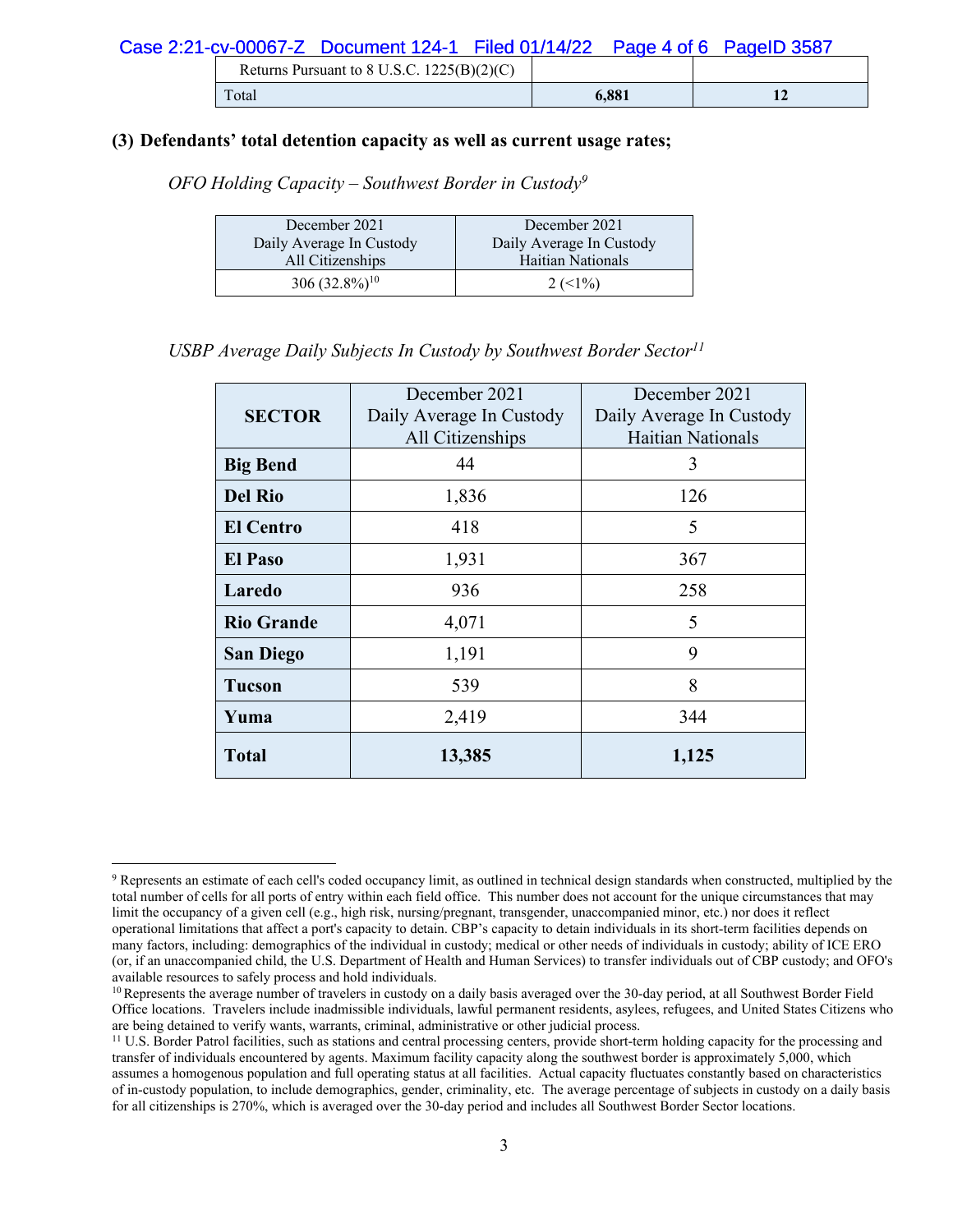| Returns Pursuant to 8 U.S.C. 1225(B)(2)(C) | | |
|---|---|---|
| Total | **6,881** | **12** |

**(3) Defendants' total detention capacity as well as current usage rates;**

*OFO Holding Capacity – Southwest Border in Custody*[9]

| December 2021 Daily Average In Custody All Citizenships | December 2021 Daily Average In Custody Haitian Nationals |
|---|---|
| 306 (32.8%)[10] | 2 (<1%) |

*USBP Average Daily Subjects In Custody by Southwest Border Sector*[11]

| SECTOR | December 2021 Daily Average In Custody All Citizenships | December 2021 Daily Average In Custody Haitian Nationals |
|---|---|---|
| **Big Bend** | 44 | 3 |
| **Del Rio** | 1,836 | 126 |
| **El Centro** | 418 | 5 |
| **El Paso** | 1,931 | 367 |
| **Laredo** | 936 | 258 |
| **Rio Grande** | 4,071 | 5 |
| **San Diego** | 1,191 | 9 |
| **Tucson** | 539 | 8 |
| **Yuma** | 2,419 | 344 |
| **Total** | **13,385** | **1,125** |

---

[9] Represents an estimate of each cell's coded occupancy limit, as outlined in technical design standards when constructed, multiplied by the total number of cells for all ports of entry within each field office. This number does not account for the unique circumstances that may limit the occupancy of a given cell (e.g., high risk, nursing/pregnant, transgender, unaccompanied minor, etc.) nor does it reflect operational limitations that affect a port's capacity to detain. CBP's capacity to detain individuals in its short-term facilities depends on many factors, including: demographics of the individual in custody; medical or other needs of individuals in custody; ability of ICE ERO (or, if an unaccompanied child, the U.S. Department of Health and Human Services) to transfer individuals out of CBP custody; and OFO's available resources to safely process and hold individuals.

[10] Represents the average number of travelers in custody on a daily basis averaged over the 30-day period, at all Southwest Border Field Office locations. Travelers include inadmissible individuals, lawful permanent residents, asylees, refugees, and United States Citizens who are being detained to verify wants, warrants, criminal, administrative or other judicial process.

[11] U.S. Border Patrol facilities, such as stations and central processing centers, provide short-term holding capacity for the processing and transfer of individuals encountered by agents. Maximum facility capacity along the southwest border is approximately 5,000, which assumes a homogenous population and full operating status at all facilities. Actual capacity fluctuates constantly based on characteristics of in-custody population, to include demographics, gender, criminality, etc. The average percentage of subjects in custody on a daily basis for all citizenships is 270%, which is averaged over the 30-day period and includes all Southwest Border Sector locations.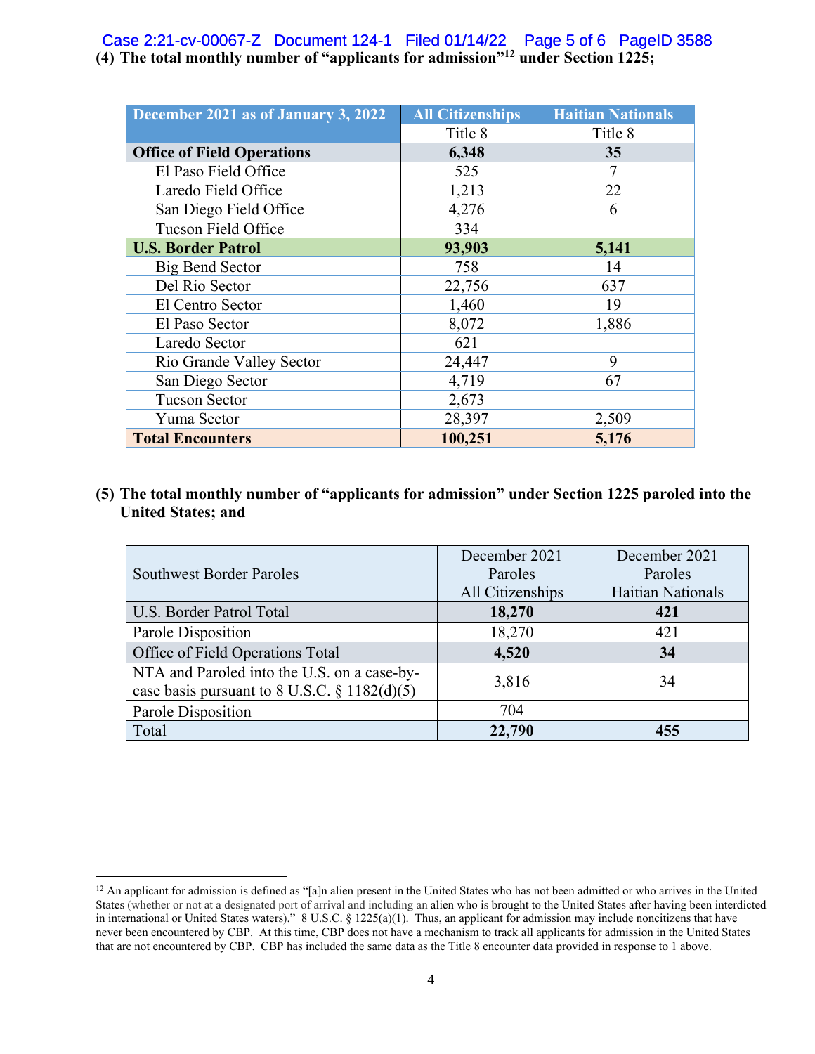**(4) The total monthly number of "applicants for admission"[12] under Section 1225;**

| December 2021 as of January 3, 2022 | All Citizenships | Haitian Nationals |
|---|---|---|
| | Title 8 | Title 8 |
| **Office of Field Operations** | **6,348** | **35** |
| El Paso Field Office | 525 | 7 |
| Laredo Field Office | 1,213 | 22 |
| San Diego Field Office | 4,276 | 6 |
| Tucson Field Office | 334 | |
| **U.S. Border Patrol** | **93,903** | **5,141** |
| Big Bend Sector | 758 | 14 |
| Del Rio Sector | 22,756 | 637 |
| El Centro Sector | 1,460 | 19 |
| El Paso Sector | 8,072 | 1,886 |
| Laredo Sector | 621 | |
| Rio Grande Valley Sector | 24,447 | 9 |
| San Diego Sector | 4,719 | 67 |
| Tucson Sector | 2,673 | |
| Yuma Sector | 28,397 | 2,509 |
| **Total Encounters** | **100,251** | **5,176** |

**(5) The total monthly number of "applicants for admission" under Section 1225 paroled into the United States; and**

| Southwest Border Paroles | December 2021 Paroles All Citizenships | December 2021 Paroles Haitian Nationals |
|---|---|---|
| U.S. Border Patrol Total | **18,270** | **421** |
| Parole Disposition | 18,270 | 421 |
| Office of Field Operations Total | **4,520** | **34** |
| NTA and Paroled into the U.S. on a case-by-case basis pursuant to 8 U.S.C. § 1182(d)(5) | 3,816 | 34 |
| Parole Disposition | 704 | |
| Total | **22,790** | **455** |

[12] An applicant for admission is defined as "[a]n alien present in the United States who has not been admitted or who arrives in the United States (whether or not at a designated port of arrival and including an alien who is brought to the United States after having been interdicted in international or United States waters)." 8 U.S.C. § 1225(a)(1). Thus, an applicant for admission may include noncitizens that have never been encountered by CBP. At this time, CBP does not have a mechanism to track all applicants for admission in the United States that are not encountered by CBP. CBP has included the same data as the Title 8 encounter data provided in response to 1 above.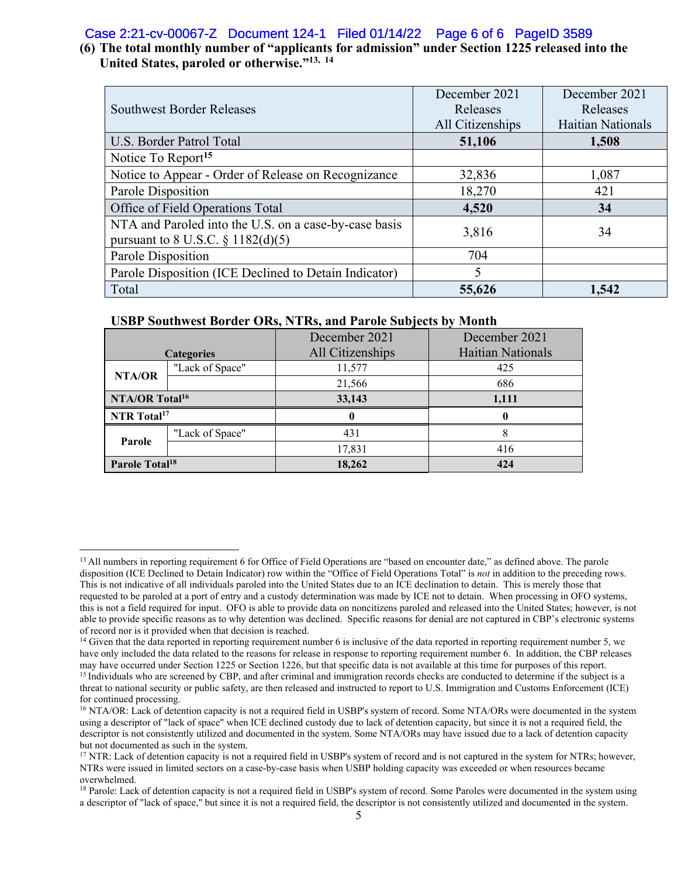**(6) The total monthly number of "applicants for admission" under Section 1225 released into the United States, paroled or otherwise."[13, 14]**

| Southwest Border Releases | December 2021 Releases All Citizenships | December 2021 Releases Haitian Nationals |
|---|---|---|
| U.S. Border Patrol Total | **51,106** | **1,508** |
| Notice To Report[15] | | |
| Notice to Appear - Order of Release on Recognizance | 32,836 | 1,087 |
| Parole Disposition | 18,270 | 421 |
| Office of Field Operations Total | **4,520** | **34** |
| NTA and Paroled into the U.S. on a case-by-case basis pursuant to 8 U.S.C. § 1182(d)(5) | 3,816 | 34 |
| Parole Disposition | 704 | |
| Parole Disposition (ICE Declined to Detain Indicator) | 5 | |
| Total | **55,626** | **1,542** |

**USBP Southwest Border ORs, NTRs, and Parole Subjects by Month**

| **Categories** | | December 2021 All Citizenships | December 2021 Haitian Nationals |
|---|---|---|---|
| **NTA/OR** | "Lack of Space" | 11,577 | 425 |
| | | 21,566 | 686 |
| **NTA/OR Total[16]** | | **33,143** | **1,111** |
| **NTR Total[17]** | | **0** | **0** |
| **Parole** | "Lack of Space" | 431 | 8 |
| | | 17,831 | 416 |
| **Parole Total[18]** | | **18,262** | **424** |

---

[13] All numbers in reporting requirement 6 for Office of Field Operations are "based on encounter date," as defined above. The parole disposition (ICE Declined to Detain Indicator) row within the "Office of Field Operations Total" is *not* in addition to the preceding rows. This is not indicative of all individuals paroled into the United States due to an ICE declination to detain. This is merely those that requested to be paroled at a port of entry and a custody determination was made by ICE not to detain. When processing in OFO systems, this is not a field required for input. OFO is able to provide data on noncitizens paroled and released into the United States; however, is not able to provide specific reasons as to why detention was declined. Specific reasons for denial are not captured in CBP's electronic systems of record nor is it provided when that decision is reached.

[14] Given that the data reported in reporting requirement number 6 is inclusive of the data reported in reporting requirement number 5, we have only included the data related to the reasons for release in response to reporting requirement number 6. In addition, the CBP releases may have occurred under Section 1225 or Section 1226, but that specific data is not available at this time for purposes of this report.

[15] Individuals who are screened by CBP, and after criminal and immigration records checks are conducted to determine if the subject is a threat to national security or public safety, are then released and instructed to report to U.S. Immigration and Customs Enforcement (ICE) for continued processing.

[16] NTA/OR: Lack of detention capacity is not a required field in USBP's system of record. Some NTA/ORs were documented in the system using a descriptor of "lack of space" when ICE declined custody due to lack of detention capacity, but since it is not a required field, the descriptor is not consistently utilized and documented in the system. Some NTA/ORs may have issued due to a lack of detention capacity but not documented as such in the system.

[17] NTR: Lack of detention capacity is not a required field in USBP's system of record and is not captured in the system for NTRs; however, NTRs were issued in limited sectors on a case-by-case basis when USBP holding capacity was exceeded or when resources became overwhelmed.

[18] Parole: Lack of detention capacity is not a required field in USBP's system of record. Some Paroles were documented in the system using a descriptor of "lack of space," but since it is not a required field, the descriptor is not consistently utilized and documented in the system.